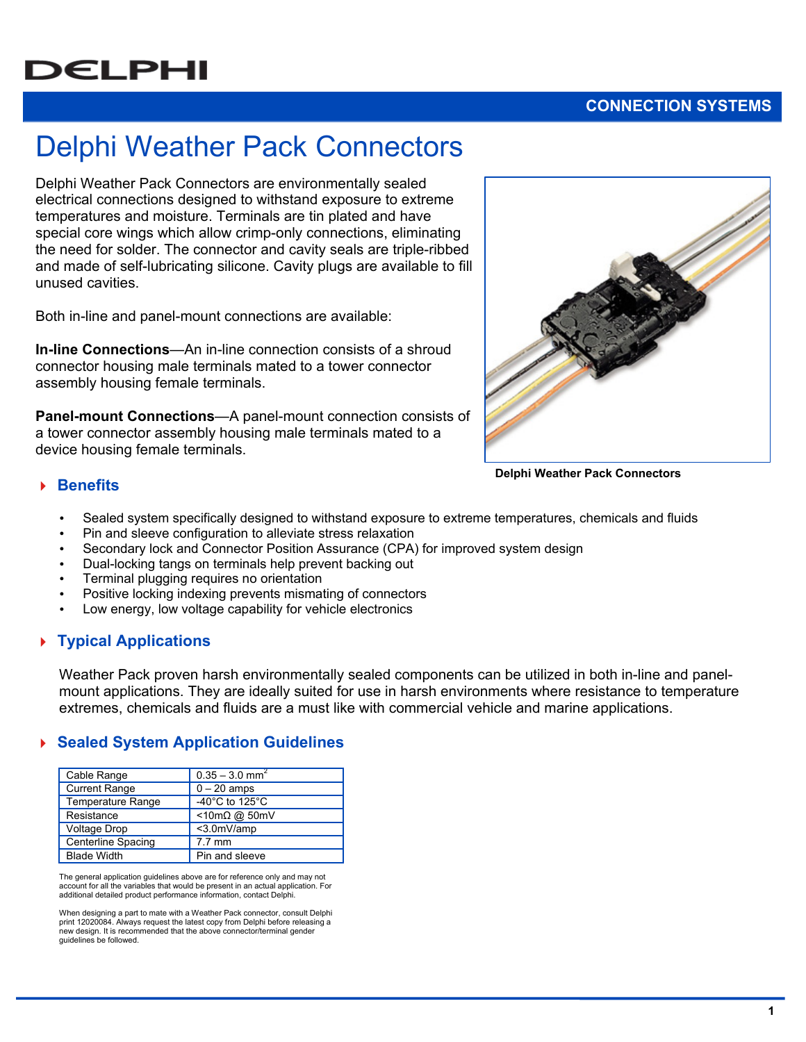DELPHI

CONNECTION SYSTEMS

# Delphi Weather Pack Connectors

Delphi Weather Pack Connectors are environmentally sealed electrical connections designed to withstand exposure to extreme temperatures and moisture. Terminals are tin plated and have special core wings which allow crimp-only connections, eliminating the need for solder. The connector and cavity seals are triple-ribbed and made of self-lubricating silicone. Cavity plugs are available to fill unused cavities.

Both in-line and panel-mount connections are available:

**In-line Connections**—An in-line connection consists of a shroud connector housing male terminals mated to a tower connector assembly housing female terminals.

**Panel-mount Connections**—A panel-mount connection consists of a tower connector assembly housing male terminals mated to a device housing female terminals.

**Delphi Weather Pack Connectors**

## Benefits

- Sealed system specifically designed to withstand exposure to extreme temperatures, chemicals and fluids
- Pin and sleeve configuration to alleviate stress relaxation
- Secondary lock and Connector Position Assurance (CPA) for improved system design
- Dual-locking tangs on terminals help prevent backing out
- Terminal plugging requires no orientation
- Positive locking indexing prevents mismating of connectors
- Low energy, low voltage capability for vehicle electronics

## Typical Applications

Weather Pack proven harsh environmentally sealed components can be utilized in both in-line and panel-mount applications. They are ideally suited for use in harsh environments where resistance to temperature extremes, chemicals and fluids are a must like with commercial vehicle and marine applications.

## Sealed System Application Guidelines

| | |
|---|---|
| Cable Range | 0.35 – 3.0 mm$^2$ |
| Current Range | 0 – 20 amps |
| Temperature Range | -40°C to 125°C |
| Resistance | <10mΩ @ 50mV |
| Voltage Drop | <3.0mV/amp |
| Centerline Spacing | 7.7 mm |
| Blade Width | Pin and sleeve |

The general application guidelines above are for reference only and may not account for all the variables that would be present in an actual application. For additional detailed product performance information, contact Delphi.

When designing a part to mate with a Weather Pack connector, consult Delphi print 12020084. Always request the latest copy from Delphi before releasing a new design. It is recommended that the above connector/terminal gender guidelines be followed.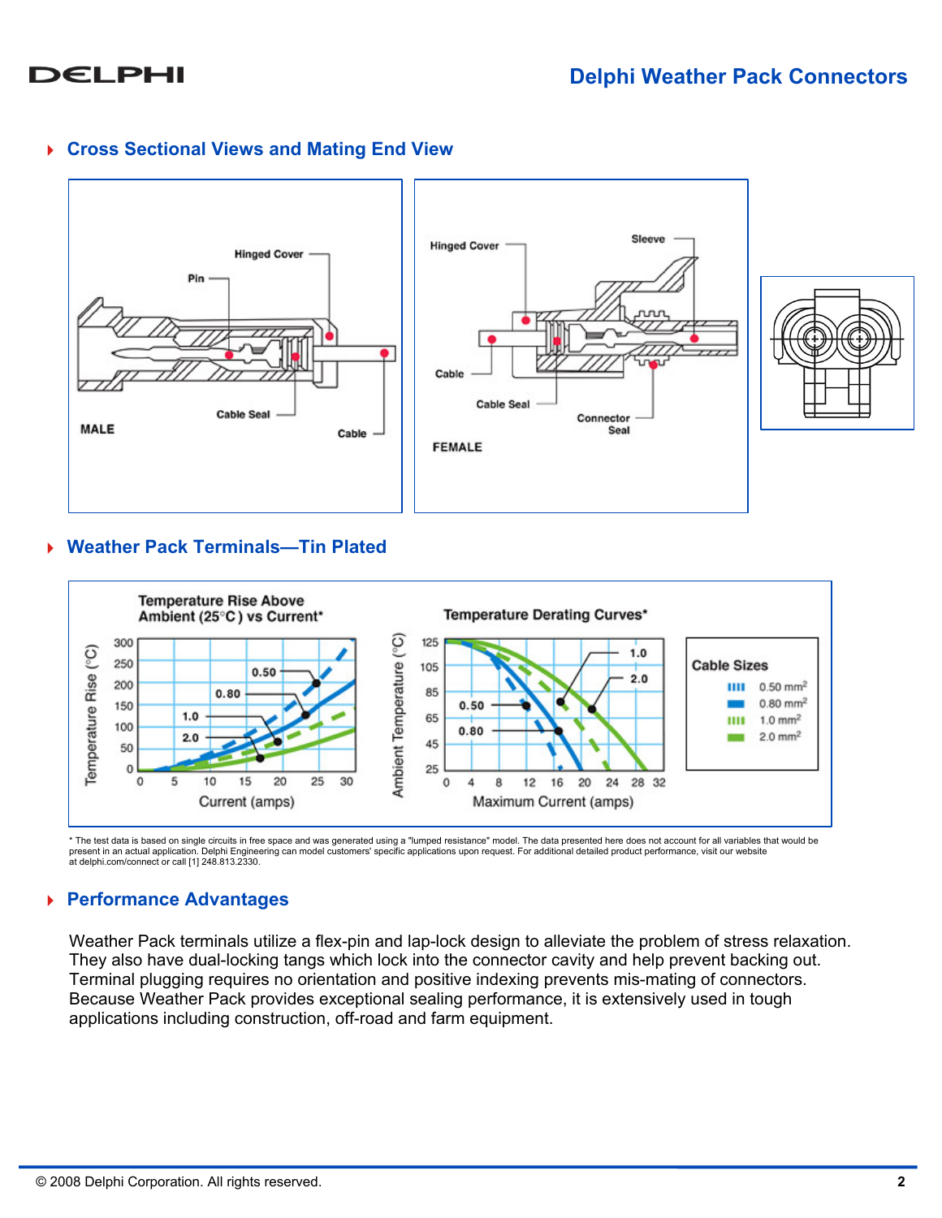## Cross Sectional Views and Mating End View

Hinged Cover
Pin
Cable Seal
Cable
MALE

Hinged Cover
Sleeve
Cable
Cable Seal
Connector Seal
FEMALE

## Weather Pack Terminals—Tin Plated

Temperature Rise Above Ambient (25°C) vs Current*

Temperature Rise (°C)
300
250
200
150
100
50
0
0.50
0.80
1.0
2.0
0 5 10 15 20 25 30
Current (amps)

Temperature Derating Curves*

Ambient Temperature (°C)
125
105
85
65
45
25
1.0
2.0
0.50
0.80
0 4 8 12 16 20 24 28 32
Maximum Current (amps)

Cable Sizes
0.50 mm²
0.80 mm²
1.0 mm²
2.0 mm²

* The test data is based on single circuits in free space and was generated using a "lumped resistance" model. The data presented here does not account for all variables that would be present in an actual application. Delphi Engineering can model customers' specific applications upon request. For additional detailed product performance, visit our website at delphi.com/connect or call [1] 248.813.2330.

## Performance Advantages

Weather Pack terminals utilize a flex-pin and lap-lock design to alleviate the problem of stress relaxation. They also have dual-locking tangs which lock into the connector cavity and help prevent backing out. Terminal plugging requires no orientation and positive indexing prevents mis-mating of connectors. Because Weather Pack provides exceptional sealing performance, it is extensively used in tough applications including construction, off-road and farm equipment.

© 2008 Delphi Corporation. All rights reserved.